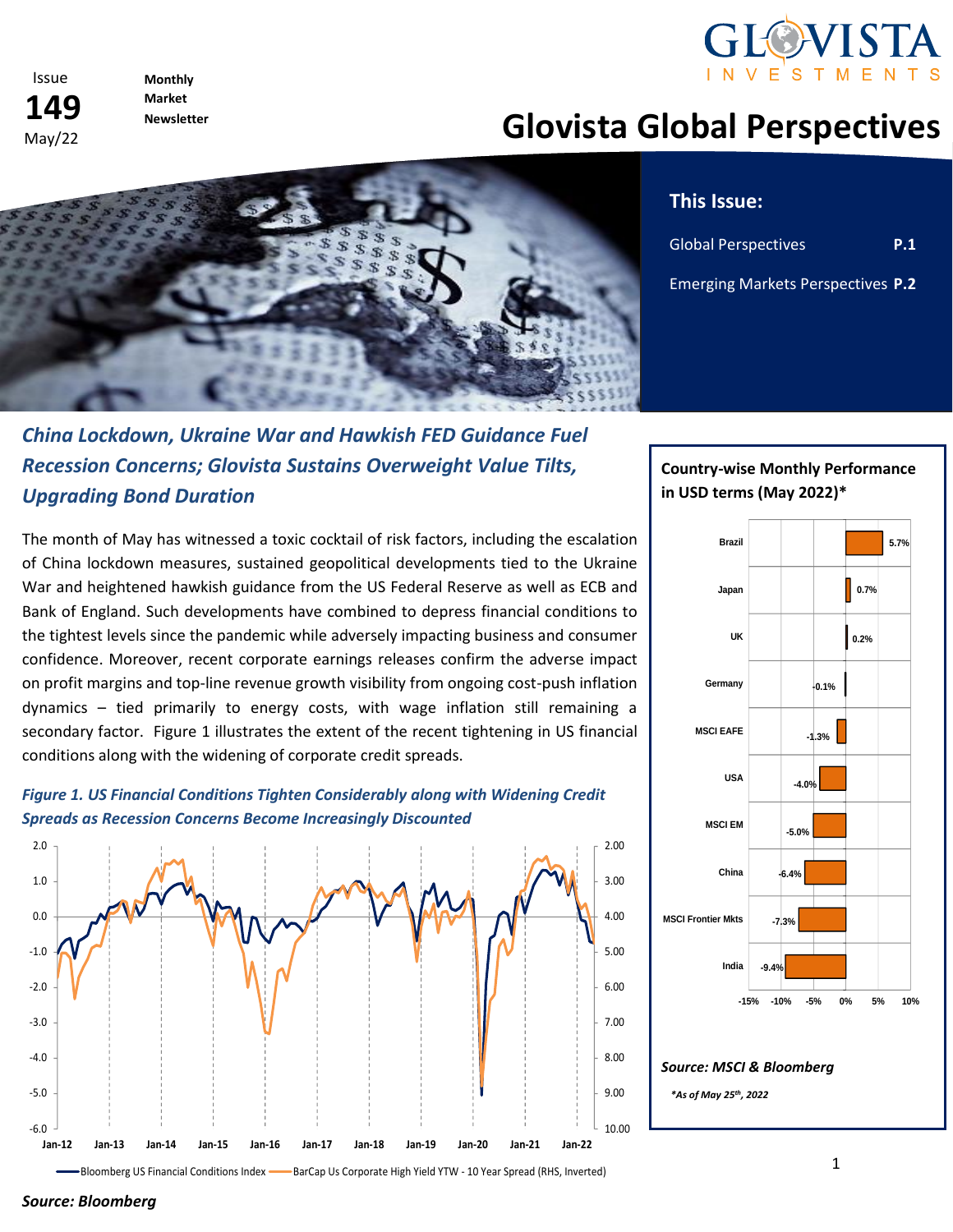Issue **149** May/22

**Monthly Market Newsletter**

# Glovista Global Perspectives

## This Issue:

- Global Perspectives **P.1**
- Emerging Markets Perspectives **P.2**

## *China Lockdown, Ukraine War and Hawkish FED Guidance Fuel Recession Concerns; Glovista Sustains Overweight Value Tilts, Upgrading Bond Duration*

The month of May has witnessed a toxic cocktail of risk factors, including the escalation of China lockdown measures, sustained geopolitical developments tied to the Ukraine War and heightened hawkish guidance from the US Federal Reserve as well as ECB and Bank of England. Such developments have combined to depress financial conditions to the tightest levels since the pandemic while adversely impacting business and consumer confidence. Moreover, recent corporate earnings releases confirm the adverse impact on profit margins and top-line revenue growth visibility from ongoing cost-push inflation dynamics – tied primarily to energy costs, with wage inflation still remaining a secondary factor. Figure 1 illustrates the extent of the recent tightening in US financial conditions along with the widening of corporate credit spreads.

*Figure 1. US Financial Conditions Tighten Considerably along with Widening Credit Spreads as Recession Concerns Become Increasingly Discounted*

Bloomberg US Financial Conditions Index — BarCap Us Corporate High Yield YTW - 10 Year Spread (RHS, Inverted)

***Source: Bloomberg***

**Country-wise Monthly Performance in USD terms (May 2022)***

| Country | Performance |
|---|---|
| Brazil | 5.7% |
| Japan | 0.7% |
| UK | 0.2% |
| Germany | -0.1% |
| MSCI EAFE | -1.3% |
| USA | -4.0% |
| MSCI EM | -5.0% |
| China | -6.4% |
| MSCI Frontier Mkts | -7.3% |
| India | -9.4% |

***Source: MSCI & Bloomberg***

**\*As of May 25th, 2022*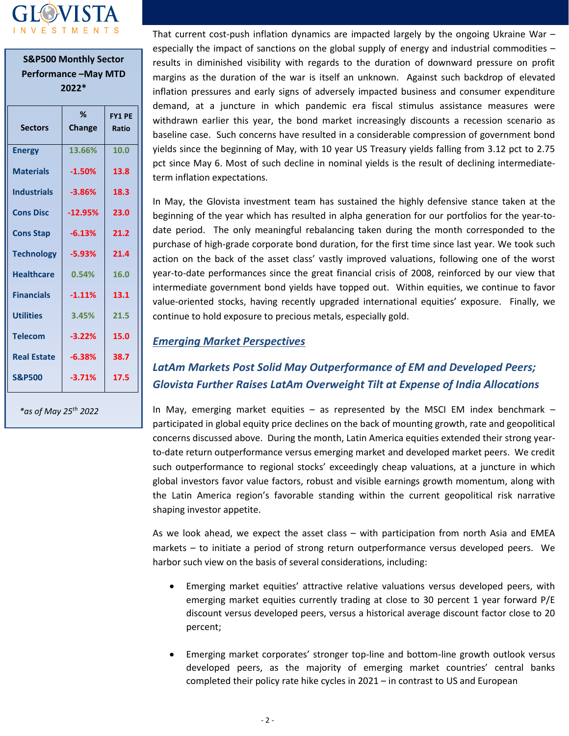**S&P500 Monthly Sector Performance –May MTD 2022***

| Sectors | % Change | FY1 PE Ratio |
|---|---|---|
| Energy | 13.66% | 10.0 |
| Materials | -1.50% | 13.8 |
| Industrials | -3.86% | 18.3 |
| Cons Disc | -12.95% | 23.0 |
| Cons Stap | -6.13% | 21.2 |
| Technology | -5.93% | 21.4 |
| Healthcare | 0.54% | 16.0 |
| Financials | -1.11% | 13.1 |
| Utilities | 3.45% | 21.5 |
| Telecom | -3.22% | 15.0 |
| Real Estate | -6.38% | 38.7 |
| S&P500 | -3.71% | 17.5 |

*\*as of May 25th 2022*

That current cost-push inflation dynamics are impacted largely by the ongoing Ukraine War – especially the impact of sanctions on the global supply of energy and industrial commodities – results in diminished visibility with regards to the duration of downward pressure on profit margins as the duration of the war is itself an unknown. Against such backdrop of elevated inflation pressures and early signs of adversely impacted business and consumer expenditure demand, at a juncture in which pandemic era fiscal stimulus assistance measures were withdrawn earlier this year, the bond market increasingly discounts a recession scenario as baseline case. Such concerns have resulted in a considerable compression of government bond yields since the beginning of May, with 10 year US Treasury yields falling from 3.12 pct to 2.75 pct since May 6. Most of such decline in nominal yields is the result of declining intermediate-term inflation expectations.

In May, the Glovista investment team has sustained the highly defensive stance taken at the beginning of the year which has resulted in alpha generation for our portfolios for the year-to-date period. The only meaningful rebalancing taken during the month corresponded to the purchase of high-grade corporate bond duration, for the first time since last year. We took such action on the back of the asset class' vastly improved valuations, following one of the worst year-to-date performances since the great financial crisis of 2008, reinforced by our view that intermediate government bond yields have topped out. Within equities, we continue to favor value-oriented stocks, having recently upgraded international equities' exposure. Finally, we continue to hold exposure to precious metals, especially gold.

## *Emerging Market Perspectives*

### *LatAm Markets Post Solid May Outperformance of EM and Developed Peers; Glovista Further Raises LatAm Overweight Tilt at Expense of India Allocations*

In May, emerging market equities – as represented by the MSCI EM index benchmark – participated in global equity price declines on the back of mounting growth, rate and geopolitical concerns discussed above. During the month, Latin America equities extended their strong year-to-date return outperformance versus emerging market and developed market peers. We credit such outperformance to regional stocks' exceedingly cheap valuations, at a juncture in which global investors favor value factors, robust and visible earnings growth momentum, along with the Latin America region's favorable standing within the current geopolitical risk narrative shaping investor appetite.

As we look ahead, we expect the asset class – with participation from north Asia and EMEA markets – to initiate a period of strong return outperformance versus developed peers. We harbor such view on the basis of several considerations, including:

- Emerging market equities' attractive relative valuations versus developed peers, with emerging market equities currently trading at close to 30 percent 1 year forward P/E discount versus developed peers, versus a historical average discount factor close to 20 percent;

- Emerging market corporates' stronger top-line and bottom-line growth outlook versus developed peers, as the majority of emerging market countries' central banks completed their policy rate hike cycles in 2021 – in contrast to US and European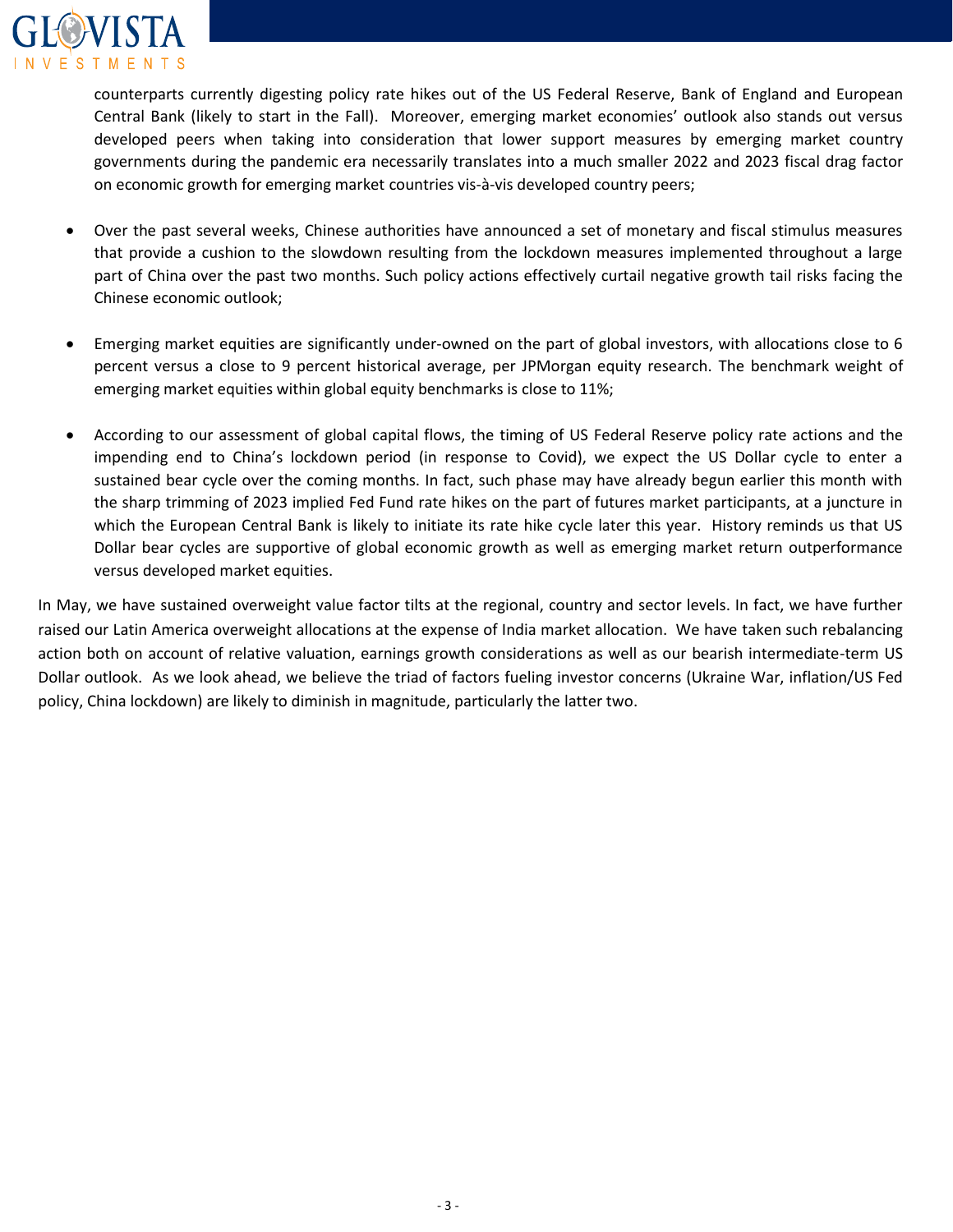counterparts currently digesting policy rate hikes out of the US Federal Reserve, Bank of England and European Central Bank (likely to start in the Fall). Moreover, emerging market economies' outlook also stands out versus developed peers when taking into consideration that lower support measures by emerging market country governments during the pandemic era necessarily translates into a much smaller 2022 and 2023 fiscal drag factor on economic growth for emerging market countries vis-à-vis developed country peers;

- Over the past several weeks, Chinese authorities have announced a set of monetary and fiscal stimulus measures that provide a cushion to the slowdown resulting from the lockdown measures implemented throughout a large part of China over the past two months. Such policy actions effectively curtail negative growth tail risks facing the Chinese economic outlook;

- Emerging market equities are significantly under-owned on the part of global investors, with allocations close to 6 percent versus a close to 9 percent historical average, per JPMorgan equity research. The benchmark weight of emerging market equities within global equity benchmarks is close to 11%;

- According to our assessment of global capital flows, the timing of US Federal Reserve policy rate actions and the impending end to China's lockdown period (in response to Covid), we expect the US Dollar cycle to enter a sustained bear cycle over the coming months. In fact, such phase may have already begun earlier this month with the sharp trimming of 2023 implied Fed Fund rate hikes on the part of futures market participants, at a juncture in which the European Central Bank is likely to initiate its rate hike cycle later this year. History reminds us that US Dollar bear cycles are supportive of global economic growth as well as emerging market return outperformance versus developed market equities.

In May, we have sustained overweight value factor tilts at the regional, country and sector levels. In fact, we have further raised our Latin America overweight allocations at the expense of India market allocation. We have taken such rebalancing action both on account of relative valuation, earnings growth considerations as well as our bearish intermediate-term US Dollar outlook. As we look ahead, we believe the triad of factors fueling investor concerns (Ukraine War, inflation/US Fed policy, China lockdown) are likely to diminish in magnitude, particularly the latter two.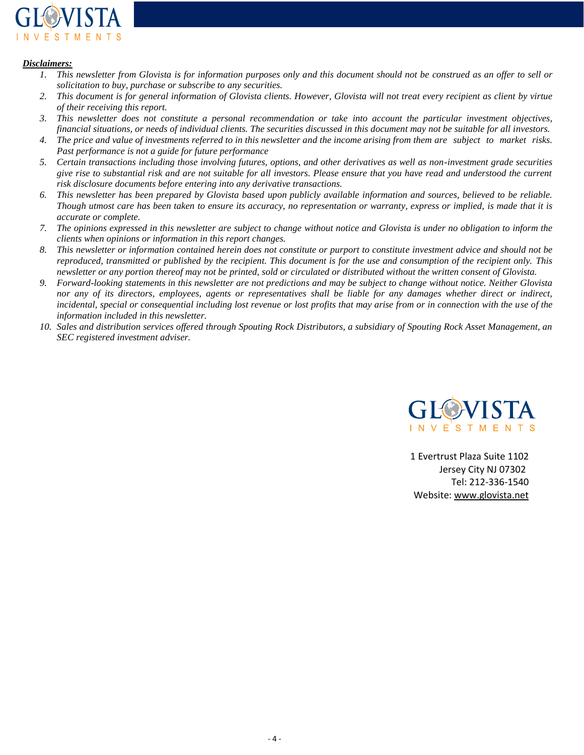***Disclaimers:***

1. *This newsletter from Glovista is for information purposes only and this document should not be construed as an offer to sell or solicitation to buy, purchase or subscribe to any securities.*
2. *This document is for general information of Glovista clients. However, Glovista will not treat every recipient as client by virtue of their receiving this report.*
3. *This newsletter does not constitute a personal recommendation or take into account the particular investment objectives, financial situations, or needs of individual clients. The securities discussed in this document may not be suitable for all investors.*
4. *The price and value of investments referred to in this newsletter and the income arising from them are subject to market risks. Past performance is not a guide for future performance*
5. *Certain transactions including those involving futures, options, and other derivatives as well as non-investment grade securities give rise to substantial risk and are not suitable for all investors. Please ensure that you have read and understood the current risk disclosure documents before entering into any derivative transactions.*
6. *This newsletter has been prepared by Glovista based upon publicly available information and sources, believed to be reliable. Though utmost care has been taken to ensure its accuracy, no representation or warranty, express or implied, is made that it is accurate or complete.*
7. *The opinions expressed in this newsletter are subject to change without notice and Glovista is under no obligation to inform the clients when opinions or information in this report changes.*
8. *This newsletter or information contained herein does not constitute or purport to constitute investment advice and should not be reproduced, transmitted or published by the recipient. This document is for the use and consumption of the recipient only. This newsletter or any portion thereof may not be printed, sold or circulated or distributed without the written consent of Glovista.*
9. *Forward-looking statements in this newsletter are not predictions and may be subject to change without notice. Neither Glovista nor any of its directors, employees, agents or representatives shall be liable for any damages whether direct or indirect, incidental, special or consequential including lost revenue or lost profits that may arise from or in connection with the use of the information included in this newsletter.*
10. *Sales and distribution services offered through Spouting Rock Distributors, a subsidiary of Spouting Rock Asset Management, an SEC registered investment adviser.*

GLOVISTA INVESTMENTS

1 Evertrust Plaza Suite 1102
Jersey City NJ 07302
Tel: 212-336-1540
Website: www.glovista.net